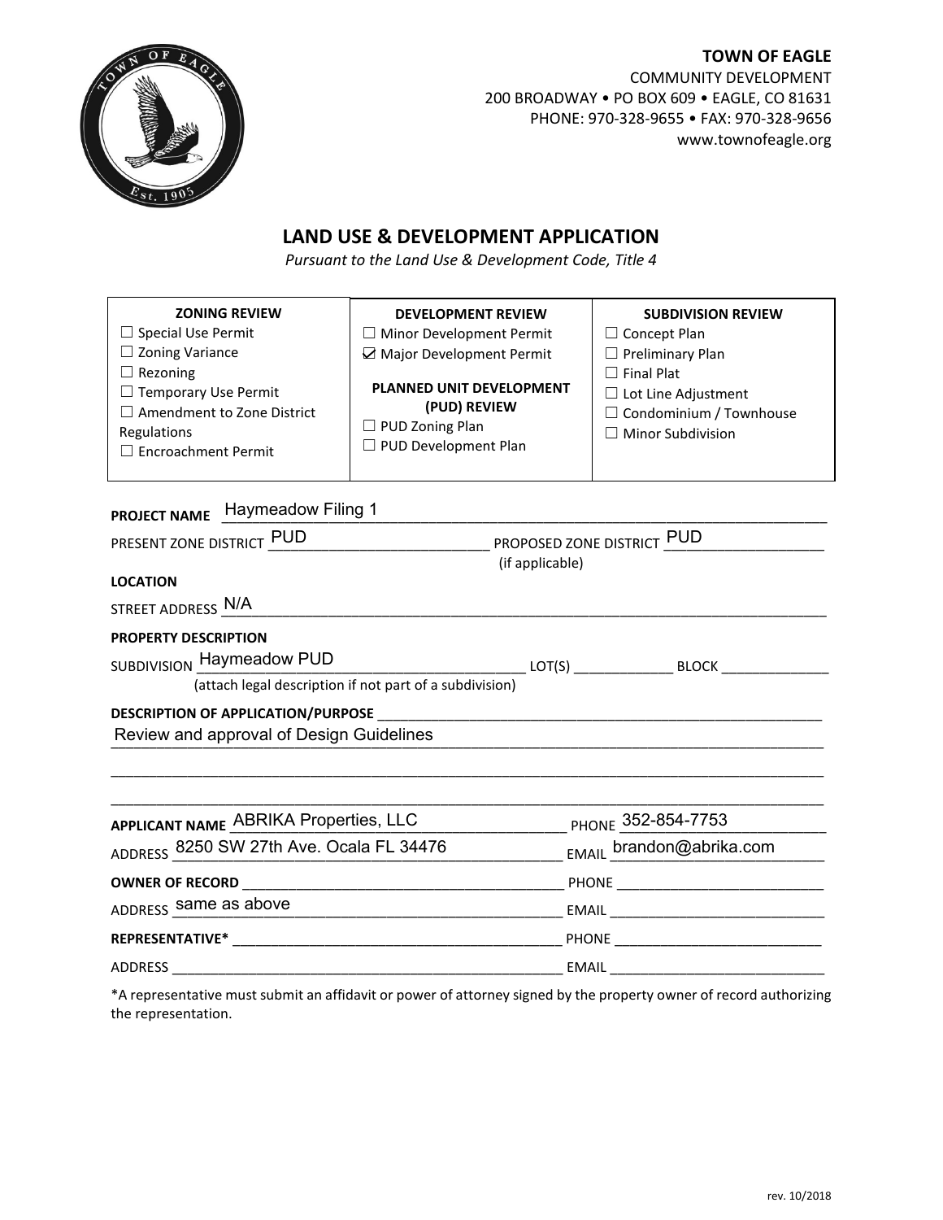**TOWN OF EAGLE**
COMMUNITY DEVELOPMENT
200 BROADWAY • PO BOX 609 • EAGLE, CO 81631
PHONE: 970-328-9655 • FAX: 970-328-9656
www.townofeagle.org

# LAND USE & DEVELOPMENT APPLICATION

*Pursuant to the Land Use & Development Code, Title 4*

| ZONING REVIEW | DEVELOPMENT REVIEW | SUBDIVISION REVIEW |
|---|---|---|
| ☐ Special Use Permit<br>☐ Zoning Variance<br>☐ Rezoning<br>☐ Temporary Use Permit<br>☐ Amendment to Zone District Regulations<br>☐ Encroachment Permit | ☐ Minor Development Permit<br>☑ Major Development Permit<br><br>**PLANNED UNIT DEVELOPMENT (PUD) REVIEW**<br>☐ PUD Zoning Plan<br>☐ PUD Development Plan | ☐ Concept Plan<br>☐ Preliminary Plan<br>☐ Final Plat<br>☐ Lot Line Adjustment<br>☐ Condominium / Townhouse<br>☐ Minor Subdivision |

**PROJECT NAME** Haymeadow Filing 1

PRESENT ZONE DISTRICT PUD PROPOSED ZONE DISTRICT PUD
(if applicable)

**LOCATION**

STREET ADDRESS N/A

**PROPERTY DESCRIPTION**

SUBDIVISION Haymeadow PUD LOT(S) ____________ BLOCK ____________
(attach legal description if not part of a subdivision)

**DESCRIPTION OF APPLICATION/PURPOSE**
Review and approval of Design Guidelines

**APPLICANT NAME** ABRIKA Properties, LLC PHONE 352-854-7753

ADDRESS 8250 SW 27th Ave. Ocala FL 34476 EMAIL brandon@abrika.com

**OWNER OF RECORD** ____________ PHONE ____________

ADDRESS same as above EMAIL ____________

**REPRESENTATIVE*** ____________ PHONE ____________

ADDRESS ____________ EMAIL ____________

*A representative must submit an affidavit or power of attorney signed by the property owner of record authorizing the representation.

rev. 10/2018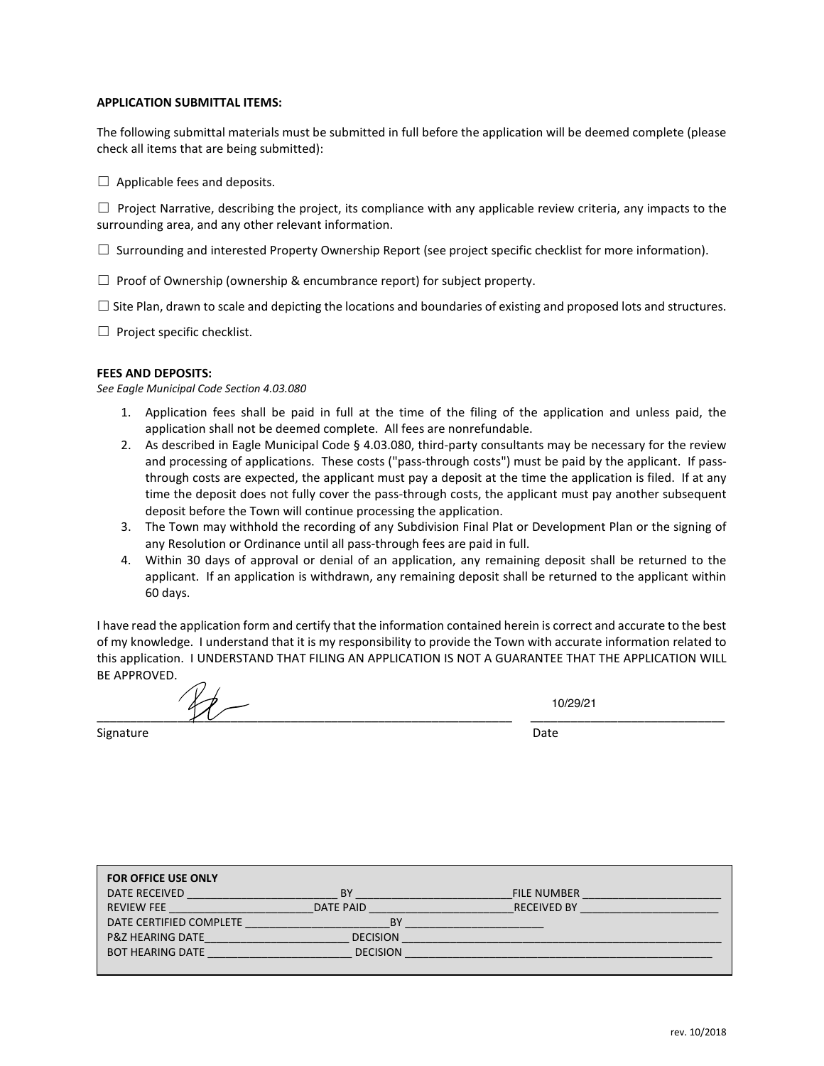**APPLICATION SUBMITTAL ITEMS:**

The following submittal materials must be submitted in full before the application will be deemed complete (please check all items that are being submitted):

☐ Applicable fees and deposits.

☐ Project Narrative, describing the project, its compliance with any applicable review criteria, any impacts to the surrounding area, and any other relevant information.

☐ Surrounding and interested Property Ownership Report (see project specific checklist for more information).

☐ Proof of Ownership (ownership & encumbrance report) for subject property.

☐ Site Plan, drawn to scale and depicting the locations and boundaries of existing and proposed lots and structures.

☐ Project specific checklist.

**FEES AND DEPOSITS:**

*See Eagle Municipal Code Section 4.03.080*

1. Application fees shall be paid in full at the time of the filing of the application and unless paid, the application shall not be deemed complete. All fees are nonrefundable.
2. As described in Eagle Municipal Code § 4.03.080, third-party consultants may be necessary for the review and processing of applications. These costs ("pass-through costs") must be paid by the applicant. If pass-through costs are expected, the applicant must pay a deposit at the time the application is filed. If at any time the deposit does not fully cover the pass-through costs, the applicant must pay another subsequent deposit before the Town will continue processing the application.
3. The Town may withhold the recording of any Subdivision Final Plat or Development Plan or the signing of any Resolution or Ordinance until all pass-through fees are paid in full.
4. Within 30 days of approval or denial of an application, any remaining deposit shall be returned to the applicant. If an application is withdrawn, any remaining deposit shall be returned to the applicant within 60 days.

I have read the application form and certify that the information contained herein is correct and accurate to the best of my knowledge. I understand that it is my responsibility to provide the Town with accurate information related to this application. I UNDERSTAND THAT FILING AN APPLICATION IS NOT A GUARANTEE THAT THE APPLICATION WILL BE APPROVED.

Signature ____________________ Date 10/29/21

**FOR OFFICE USE ONLY**

DATE RECEIVED ____________ BY ____________ FILE NUMBER ____________

REVIEW FEE ____________ DATE PAID ____________ RECEIVED BY ____________

DATE CERTIFIED COMPLETE ____________ BY ____________

P&Z HEARING DATE ____________ DECISION ____________

BOT HEARING DATE ____________ DECISION ____________

rev. 10/2018